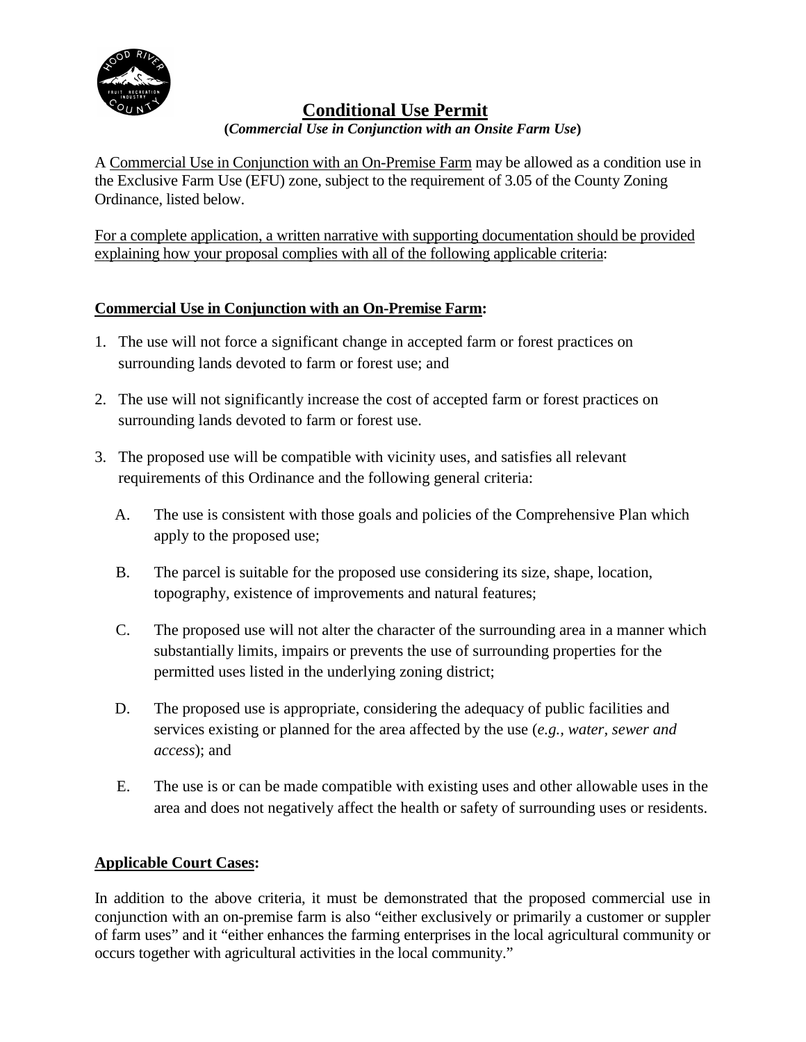# Conditional Use Permit

**(*Commercial Use in Conjunction with an Onsite Farm Use*)**

A Commercial Use in Conjunction with an On-Premise Farm may be allowed as a condition use in the Exclusive Farm Use (EFU) zone, subject to the requirement of 3.05 of the County Zoning Ordinance, listed below.

For a complete application, a written narrative with supporting documentation should be provided explaining how your proposal complies with all of the following applicable criteria:

**Commercial Use in Conjunction with an On-Premise Farm:**

1. The use will not force a significant change in accepted farm or forest practices on surrounding lands devoted to farm or forest use; and

2. The use will not significantly increase the cost of accepted farm or forest practices on surrounding lands devoted to farm or forest use.

3. The proposed use will be compatible with vicinity uses, and satisfies all relevant requirements of this Ordinance and the following general criteria:

   A. The use is consistent with those goals and policies of the Comprehensive Plan which apply to the proposed use;

   B. The parcel is suitable for the proposed use considering its size, shape, location, topography, existence of improvements and natural features;

   C. The proposed use will not alter the character of the surrounding area in a manner which substantially limits, impairs or prevents the use of surrounding properties for the permitted uses listed in the underlying zoning district;

   D. The proposed use is appropriate, considering the adequacy of public facilities and services existing or planned for the area affected by the use (*e.g., water, sewer and access*); and

   E. The use is or can be made compatible with existing uses and other allowable uses in the area and does not negatively affect the health or safety of surrounding uses or residents.

**Applicable Court Cases:**

In addition to the above criteria, it must be demonstrated that the proposed commercial use in conjunction with an on-premise farm is also "either exclusively or primarily a customer or suppler of farm uses" and it "either enhances the farming enterprises in the local agricultural community or occurs together with agricultural activities in the local community."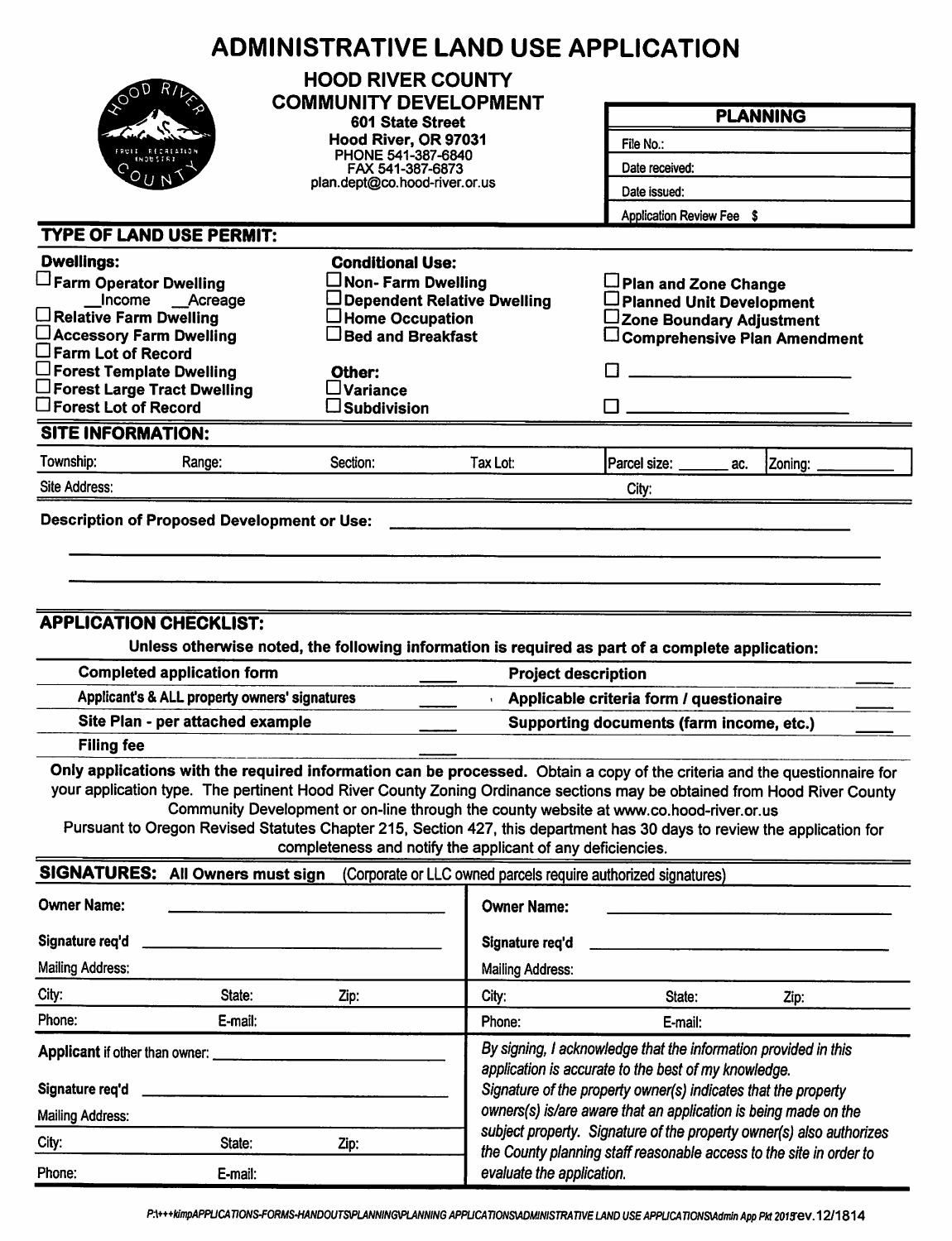# ADMINISTRATIVE LAND USE APPLICATION

**HOOD RIVER COUNTY**
**COMMUNITY DEVELOPMENT**
**601 State Street**
**Hood River, OR 97031**
PHONE 541-387-6840
FAX 541-387-6873
plan.dept@co.hood-river.or.us

| **PLANNING** |
|---|
| File No.: |
| Date received: |
| Date issued: |
| Application Review Fee $ |

## TYPE OF LAND USE PERMIT:

**Dwellings:**
- ☐ **Farm Operator Dwelling**
  - __Income __Acreage
- ☐ **Relative Farm Dwelling**
- ☐ **Accessory Farm Dwelling**
- ☐ **Farm Lot of Record**
- ☐ **Forest Template Dwelling**
- ☐ **Forest Large Tract Dwelling**
- ☐ **Forest Lot of Record**

**Conditional Use:**
- ☐ **Non- Farm Dwelling**
- ☐ **Dependent Relative Dwelling**
- ☐ **Home Occupation**
- ☐ **Bed and Breakfast**

**Other:**
- ☐ **Variance**
- ☐ **Subdivision**

- ☐ **Plan and Zone Change**
- ☐ **Planned Unit Development**
- ☐ **Zone Boundary Adjustment**
- ☐ **Comprehensive Plan Amendment**
- ☐ ______________________
- ☐ ______________________

## SITE INFORMATION:

| Township: | Range: | Section: | Tax Lot: | Parcel size: _______ ac. | Zoning: _________ |
|---|---|---|---|---|---|
| Site Address: | | | | City: | |

**Description of Proposed Development or Use:** ________________________________________

______________________________________________________________________

______________________________________________________________________

## APPLICATION CHECKLIST:

**Unless otherwise noted, the following information is required as part of a complete application:**

| | | | |
|---|---|---|---|
| **Completed application form** | ____ | **Project description** | ____ |
| **Applicant's & ALL property owners' signatures** | ____ | **Applicable criteria form / questionaire** | ____ |
| **Site Plan - per attached example** | ____ | **Supporting documents (farm income, etc.)** | ____ |
| **Filing fee** | ____ | | |

**Only applications with the required information can be processed.** Obtain a copy of the criteria and the questionnaire for your application type. The pertinent Hood River County Zoning Ordinance sections may be obtained from Hood River County Community Development or on-line through the county website at www.co.hood-river.or.us

Pursuant to Oregon Revised Statutes Chapter 215, Section 427, this department has 30 days to review the application for completeness and notify the applicant of any deficiencies.

## SIGNATURES: All Owners must sign (Corporate or LLC owned parcels require authorized signatures)

| | |
|---|---|
| **Owner Name:** ______________________ | **Owner Name:** ______________________ |
| **Signature req'd** ______________________ | **Signature req'd** ______________________ |
| Mailing Address: | Mailing Address: |
| City: State: Zip: | City: State: Zip: |
| Phone: E-mail: | Phone: E-mail: |

| | |
|---|---|
| **Applicant** if other than owner: ______________________ | *By signing, I acknowledge that the information provided in this application is accurate to the best of my knowledge.* |
| **Signature req'd** ______________________ | *Signature of the property owner(s) indicates that the property owners(s) is/are aware that an application is being made on the* |
| Mailing Address: | *subject property. Signature of the property owner(s) also authorizes* |
| City: State: Zip: | *the County planning staff reasonable access to the site in order to* |
| Phone: E-mail: | *evaluate the application.* |

*P:\+++kimpAPPLICATIONS-FORMS-HANDOUTS\PLANNING\PLANNING APPLICATIONS\ADMINISTRATIVE LAND USE APPLICATIONS\Admin App Pkt 2015rev.12/1814*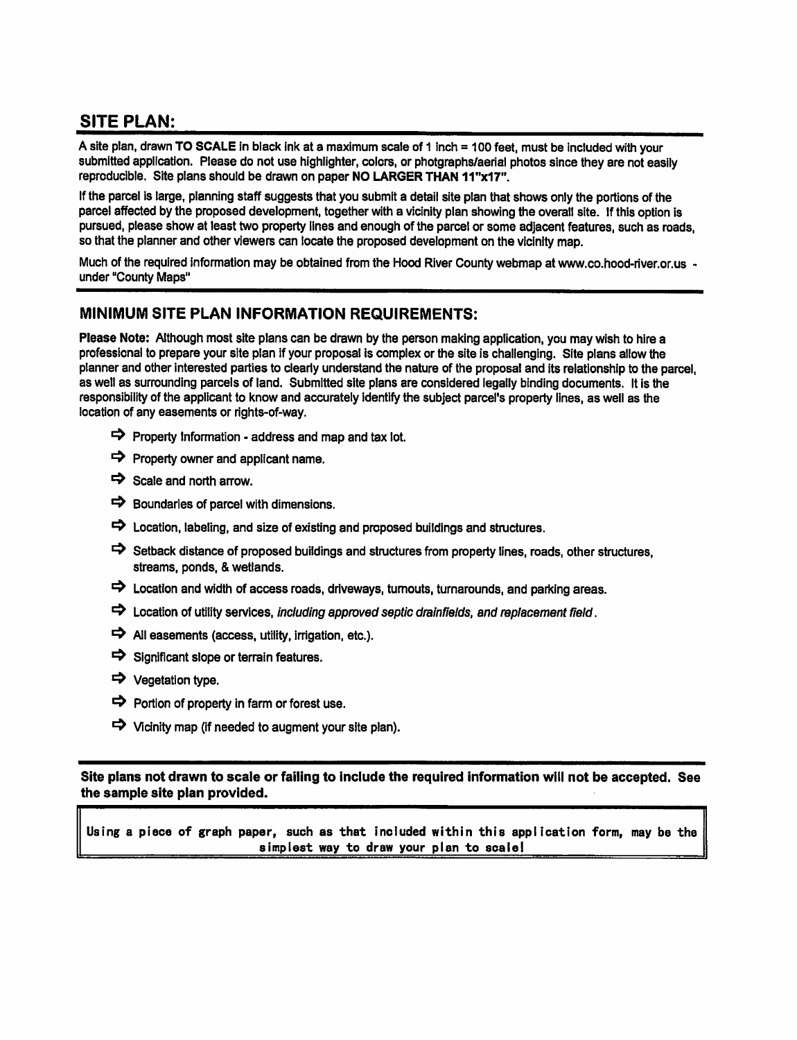## SITE PLAN:

A site plan, drawn **TO SCALE** in black ink at a maximum scale of 1 inch = 100 feet, must be included with your submitted application. Please do not use highlighter, colors, or photgraphs/aerial photos since they are not easily reproducible. Site plans should be drawn on paper **NO LARGER THAN 11"x17"**.

If the parcel is large, planning staff suggests that you submit a detail site plan that shows only the portions of the parcel affected by the proposed development, together with a vicinity plan showing the overall site. If this option is pursued, please show at least two property lines and enough of the parcel or some adjacent features, such as roads, so that the planner and other viewers can locate the proposed development on the vicinity map.

Much of the required information may be obtained from the Hood River County webmap at www.co.hood-river.or.us - under "County Maps"

## MINIMUM SITE PLAN INFORMATION REQUIREMENTS:

**Please Note:** Although most site plans can be drawn by the person making application, you may wish to hire a professional to prepare your site plan if your proposal is complex or the site is challenging. Site plans allow the planner and other interested parties to clearly understand the nature of the proposal and its relationship to the parcel, as well as surrounding parcels of land. Submitted site plans are considered legally binding documents. It is the responsibility of the applicant to know and accurately identify the subject parcel's property lines, as well as the location of any easements or rights-of-way.

- ⇨ Property Information - address and map and tax lot.
- ⇨ Property owner and applicant name.
- ⇨ Scale and north arrow.
- ⇨ Boundaries of parcel with dimensions.
- ⇨ Location, labeling, and size of existing and proposed buildings and structures.
- ⇨ Setback distance of proposed buildings and structures from property lines, roads, other structures, streams, ponds, & wetlands.
- ⇨ Location and width of access roads, driveways, turnouts, turnarounds, and parking areas.
- ⇨ Location of utility services, *including approved septic drainfields, and replacement field*.
- ⇨ All easements (access, utility, irrigation, etc.).
- ⇨ Significant slope or terrain features.
- ⇨ Vegetation type.
- ⇨ Portion of property in farm or forest use.
- ⇨ Vicinity map (if needed to augment your site plan).

**Site plans not drawn to scale or failing to include the required information will not be accepted. See the sample site plan provided.**

Using a piece of graph paper, such as that included within this application form, may be the simplest way to draw your plan to scale!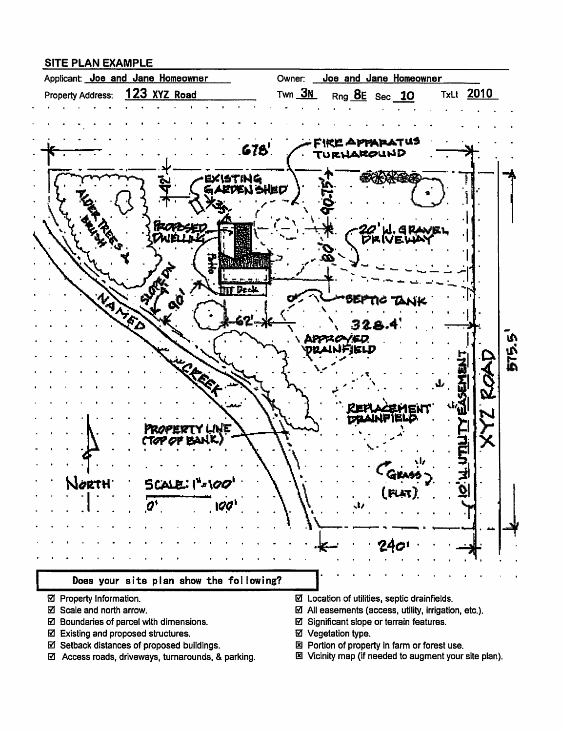## SITE PLAN EXAMPLE

Applicant: Joe and Jane Homeowner

Owner: Joe and Jane Homeowner

Property Address: 123 XYZ Road

Twn 3N Rng 8E Sec 10 TxLt 2010

678'

FIRE APPARATUS TURNAROUND

42'

EXISTING GARDEN SHED

35'

90.75'

PROPOSED DWELLING

Patio

Deck

80'

20' W. GRAVEL DRIVEWAY

ALDER TREES & BRUSH

SLOPE DN 9%

90'

62'

SEPTIC TANK

328.4'

APPROVED DRAINFIELD

NAMED CREEK

REPLACEMENT DRAINFIELD

10' W. UTILITY EASEMENT

XYZ ROAD

575.5'

PROPERTY LINE (TOP OF BANK)

NORTH

SCALE: 1" = 100'

0' 100'

(GRASS) (FLAT)

240'

**Does your site plan show the following?**

- ☑ Property Information.
- ☑ Scale and north arrow.
- ☑ Boundaries of parcel with dimensions.
- ☑ Existing and proposed structures.
- ☑ Setback distances of proposed buildings.
- ☑ Access roads, driveways, turnarounds, & parking.
- ☑ Location of utilities, septic drainfields.
- ☑ All easements (access, utility, irrigation, etc.).
- ☑ Significant slope or terrain features.
- ☑ Vegetation type.
- ☒ Portion of property in farm or forest use.
- ☒ Vicinity map (if needed to augment your site plan).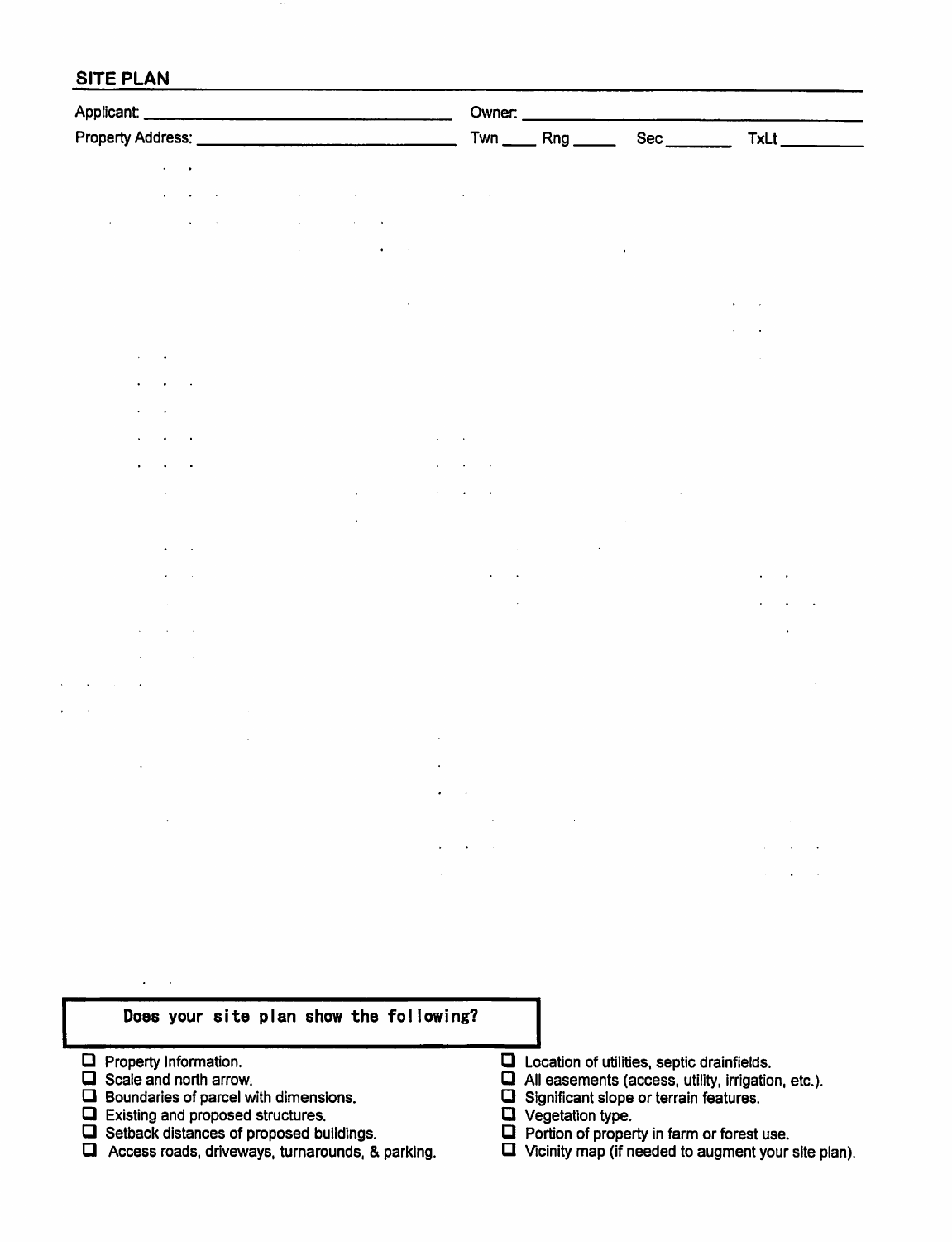## SITE PLAN

Applicant: ______________________ Owner: ______________________

Property Address: ______________________ Twn ____ Rng _____ Sec _______ TxLt _________

**Does your site plan show the following?**

- ☐ Property Information.
- ☐ Scale and north arrow.
- ☐ Boundaries of parcel with dimensions.
- ☐ Existing and proposed structures.
- ☐ Setback distances of proposed buildings.
- ☐ Access roads, driveways, turnarounds, & parking.
- ☐ Location of utilities, septic drainfields.
- ☐ All easements (access, utility, irrigation, etc.).
- ☐ Significant slope or terrain features.
- ☐ Vegetation type.
- ☐ Portion of property in farm or forest use.
- ☐ Vicinity map (if needed to augment your site plan).